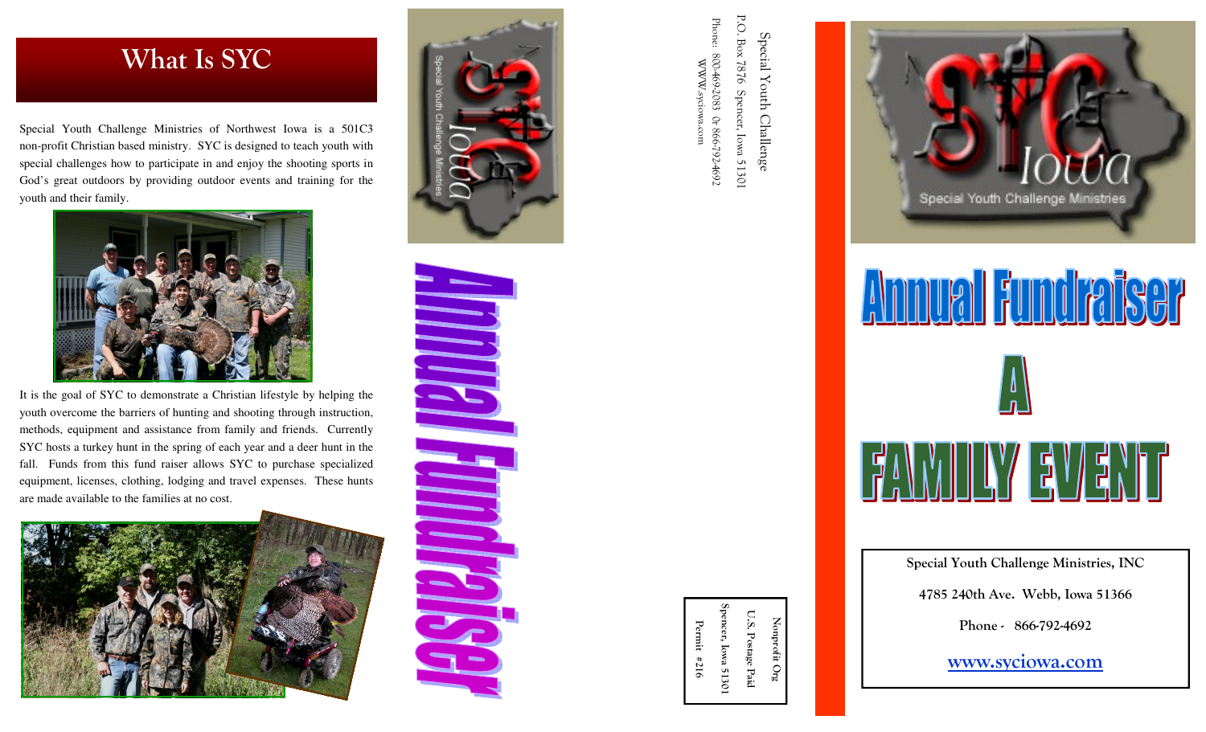## What Is SYC

Special Youth Challenge Ministries of Northwest Iowa is a 501C3 non-profit Christian based ministry. SYC is designed to teach youth with special challenges how to participate in and enjoy the shooting sports in God's great outdoors by providing outdoor events and training for the youth and their family.

It is the goal of SYC to demonstrate a Christian lifestyle by helping the youth overcome the barriers of hunting and shooting through instruction, methods, equipment and assistance from family and friends. Currently SYC hosts a turkey hunt in the spring of each year and a deer hunt in the fall. Funds from this fund raiser allows SYC to purchase specialized equipment, licenses, clothing, lodging and travel expenses. These hunts are made available to the families at no cost.

SYC Iowa — Special Youth Challenge Ministries

# Annual Fundraiser

Special Youth Challenge
P.O. Box 7876 Spencer, Iowa 51301
Phone: 800-469-2083 0r 866-792-4692
WWW.syciowa.com

Nonprofit Org
U.S. Postage Paid
Spencer, Iowa 51301
Permit #216

SYC Iowa — Special Youth Challenge Ministries

# Annual Fundraiser

# A

# FAMILY EVENT

**Special Youth Challenge Ministries, INC**

**4785 240th Ave. Webb, Iowa 51366**

**Phone - 866-792-4692**

**www.syciowa.com**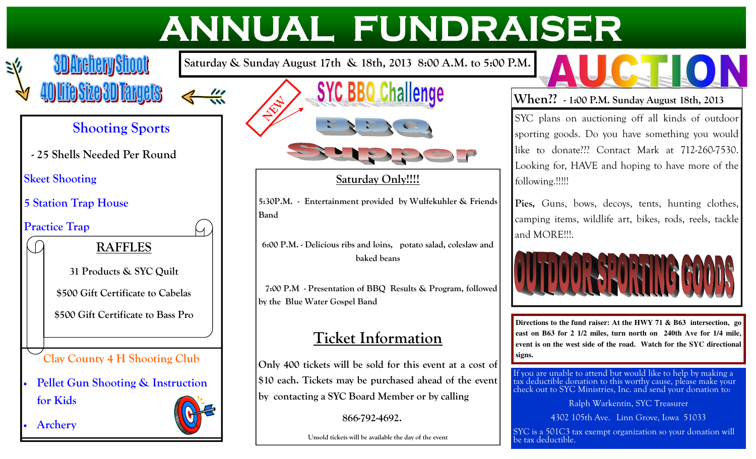# ANNUAL FUNDRAISER

**Saturday & Sunday August 17th & 18th, 2013 8:00 A.M. to 5:00 P.M.**

3D Archery Shoot
40 Life Size 3D Targets

## Shooting Sports

- 25 Shells Needed Per Round

Skeet Shooting

5 Station Trap House

Practice Trap

### RAFFLES

31 Products & SYC Quilt

$500 Gift Certificate to Cabelas

$500 Gift Certificate to Bass Pro

Clay County 4 H Shooting Club

- Pellet Gun Shooting & Instruction for Kids
- Archery

NEW

SYC BBQ Challenge

## BBQ Supper

**Saturday Only!!!!**

5:30P.M. - Entertainment provided by Wulfekuhler & Friends Band

6:00 P.M. - Delicious ribs and loins, potato salad, coleslaw and baked beans

7:00 P.M - Presentation of BBQ Results & Program, followed by the Blue Water Gospel Band

## Ticket Information

Only 400 tickets will be sold for this event at a cost of $10 each. Tickets may be purchased ahead of the event by contacting a SYC Board Member or by calling

866-792-4692.

Unsold tickets will be available the day of the event

## AUCTION

**When??** - 1:00 P.M. Sunday August 18th, 2013

SYC plans on auctioning off all kinds of outdoor sporting goods. Do you have something you would like to donate??? Contact Mark at 712-260-7530. Looking for, HAVE and hoping to have more of the following.!!!!!

**Pies,** Guns, bows, decoys, tents, hunting clothes, camping items, wildlife art, bikes, rods, reels, tackle and MORE!!!.

OUTDOOR SPORTING GOODS

**Directions to the fund raiser: At the HWY 71 & B63 intersection, go east on B63 for 2 1/2 miles, turn north on 240th Ave for 1/4 mile, event is on the west side of the road. Watch for the SYC directional signs.**

If you are unable to attend but would like to help by making a tax deductible donation to this worthy cause, please make your check out to SYC Ministries, Inc. and send your donation to:

Ralph Warkentin, SYC Treasurer

4302 105th Ave. Linn Grove, Iowa 51033

SYC is a 501C3 tax exempt organization so your donation will be tax deductible.